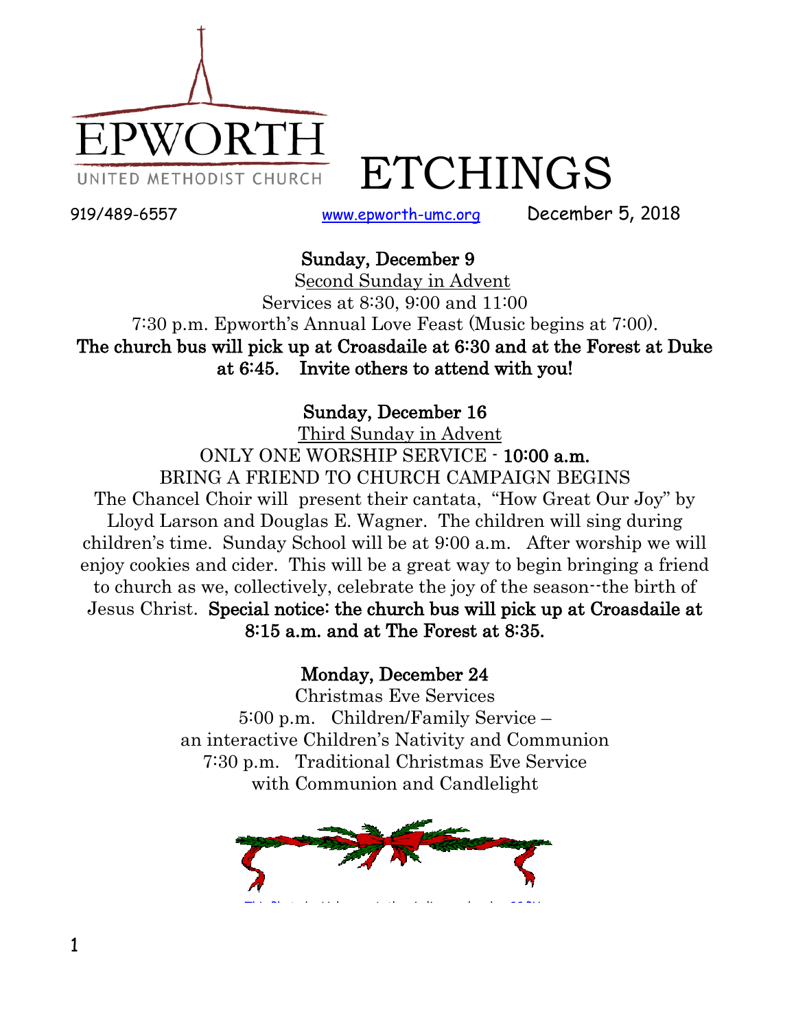EPWORTH
UNITED METHODIST CHURCH

# ETCHINGS

919/489-6557 www.epworth-umc.org December 5, 2018

**Sunday, December 9**

Second Sunday in Advent

Services at 8:30, 9:00 and 11:00

7:30 p.m. Epworth's Annual Love Feast (Music begins at 7:00).

**The church bus will pick up at Croasdaile at 6:30 and at the Forest at Duke at 6:45. Invite others to attend with you!**

**Sunday, December 16**

Third Sunday in Advent

ONLY ONE WORSHIP SERVICE - **10:00 a.m.**

BRING A FRIEND TO CHURCH CAMPAIGN BEGINS

The Chancel Choir will present their cantata, "How Great Our Joy" by Lloyd Larson and Douglas E. Wagner. The children will sing during children's time. Sunday School will be at 9:00 a.m. After worship we will enjoy cookies and cider. This will be a great way to begin bringing a friend to church as we, collectively, celebrate the joy of the season--the birth of Jesus Christ. **Special notice: the church bus will pick up at Croasdaile at 8:15 a.m. and at The Forest at 8:35.**

**Monday, December 24**

Christmas Eve Services

5:00 p.m. Children/Family Service – an interactive Children's Nativity and Communion

7:30 p.m. Traditional Christmas Eve Service with Communion and Candlelight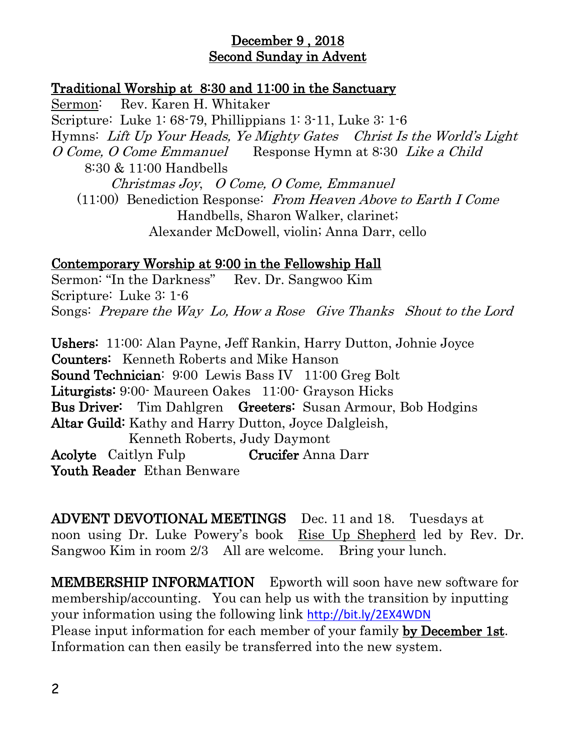**December 9 , 2018**
**Second Sunday in Advent**

**Traditional Worship at 8:30 and 11:00 in the Sanctuary**

Sermon: Rev. Karen H. Whitaker
Scripture: Luke 1: 68-79, Phillippians 1: 3-11, Luke 3: 1-6
Hymns: *Lift Up Your Heads, Ye Mighty Gates* *Christ Is the World's Light*
*O Come, O Come Emmanuel* Response Hymn at 8:30 *Like a Child*
8:30 & 11:00 Handbells
*Christmas Joy*, *O Come, O Come, Emmanuel*
(11:00) Benediction Response: *From Heaven Above to Earth I Come*
Handbells, Sharon Walker, clarinet;
Alexander McDowell, violin; Anna Darr, cello

**Contemporary Worship at 9:00 in the Fellowship Hall**

Sermon: "In the Darkness" Rev. Dr. Sangwoo Kim
Scripture: Luke 3: 1-6
Songs: *Prepare the Way* *Lo, How a Rose* *Give Thanks* *Shout to the Lord*

**Ushers**: 11:00: Alan Payne, Jeff Rankin, Harry Dutton, Johnie Joyce
**Counters**: Kenneth Roberts and Mike Hanson
**Sound Technician**: 9:00 Lewis Bass IV 11:00 Greg Bolt
**Liturgists**: 9:00- Maureen Oakes 11:00- Grayson Hicks
**Bus Driver**: Tim Dahlgren **Greeters**: Susan Armour, Bob Hodgins
**Altar Guild**: Kathy and Harry Dutton, Joyce Dalgleish, Kenneth Roberts, Judy Daymont
**Acolyte** Caitlyn Fulp **Crucifer** Anna Darr
**Youth Reader** Ethan Benware

**ADVENT DEVOTIONAL MEETINGS** Dec. 11 and 18. Tuesdays at noon using Dr. Luke Powery's book Rise Up Shepherd led by Rev. Dr. Sangwoo Kim in room 2/3 All are welcome. Bring your lunch.

**MEMBERSHIP INFORMATION** Epworth will soon have new software for membership/accounting. You can help us with the transition by inputting your information using the following link http://bit.ly/2EX4WDN
Please input information for each member of your family **by December 1st**. Information can then easily be transferred into the new system.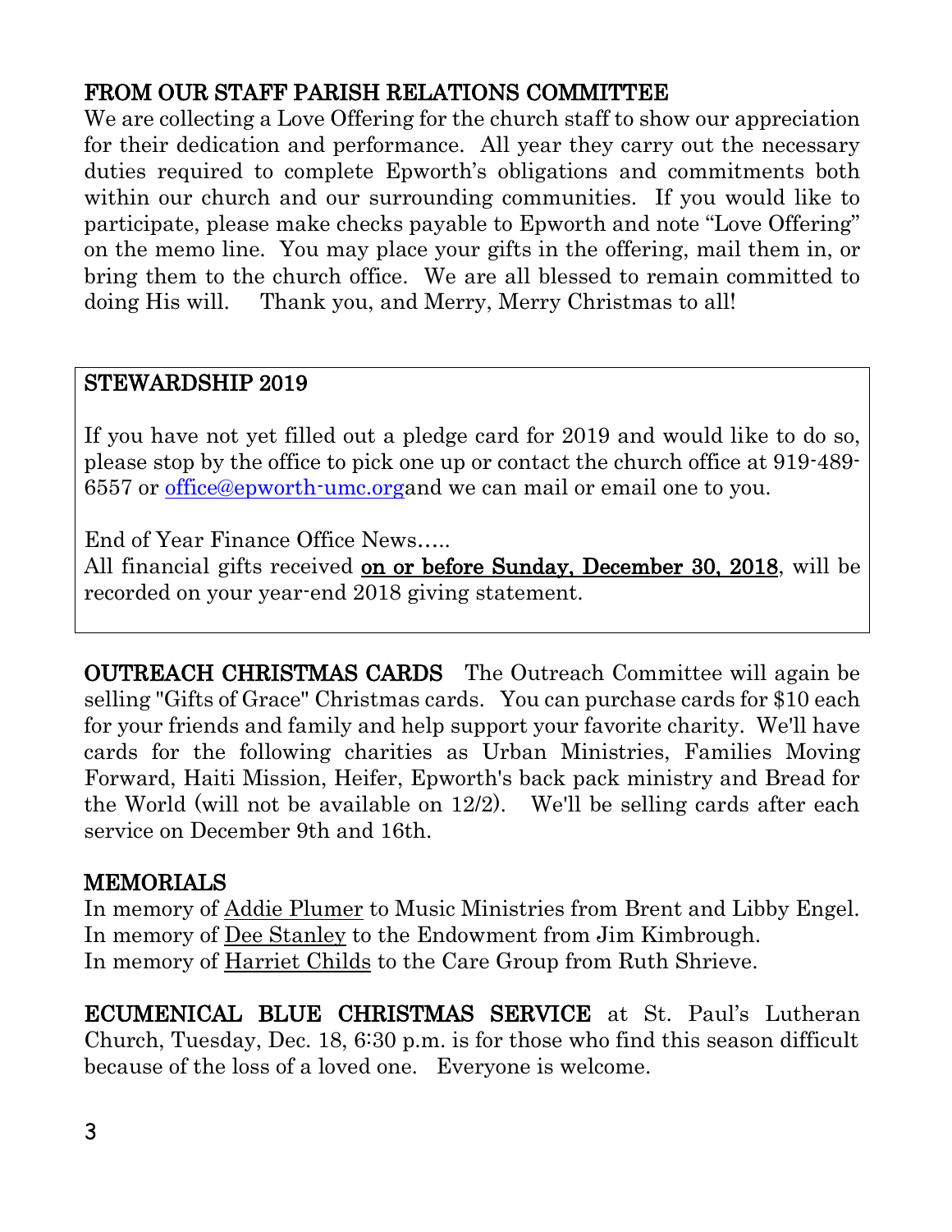## FROM OUR STAFF PARISH RELATIONS COMMITTEE

We are collecting a Love Offering for the church staff to show our appreciation for their dedication and performance. All year they carry out the necessary duties required to complete Epworth's obligations and commitments both within our church and our surrounding communities. If you would like to participate, please make checks payable to Epworth and note "Love Offering" on the memo line. You may place your gifts in the offering, mail them in, or bring them to the church office. We are all blessed to remain committed to doing His will. Thank you, and Merry, Merry Christmas to all!

## STEWARDSHIP 2019

If you have not yet filled out a pledge card for 2019 and would like to do so, please stop by the office to pick one up or contact the church office at 919-489-6557 or office@epworth-umc.organd we can mail or email one to you.

End of Year Finance Office News…..

All financial gifts received **on or before Sunday, December 30, 2018**, will be recorded on your year-end 2018 giving statement.

**OUTREACH CHRISTMAS CARDS** The Outreach Committee will again be selling "Gifts of Grace" Christmas cards. You can purchase cards for $10 each for your friends and family and help support your favorite charity. We'll have cards for the following charities as Urban Ministries, Families Moving Forward, Haiti Mission, Heifer, Epworth's back pack ministry and Bread for the World (will not be available on 12/2). We'll be selling cards after each service on December 9th and 16th.

## MEMORIALS

In memory of Addie Plumer to Music Ministries from Brent and Libby Engel.
In memory of Dee Stanley to the Endowment from Jim Kimbrough.
In memory of Harriet Childs to the Care Group from Ruth Shrieve.

**ECUMENICAL BLUE CHRISTMAS SERVICE** at St. Paul's Lutheran Church, Tuesday, Dec. 18, 6:30 p.m. is for those who find this season difficult because of the loss of a loved one. Everyone is welcome.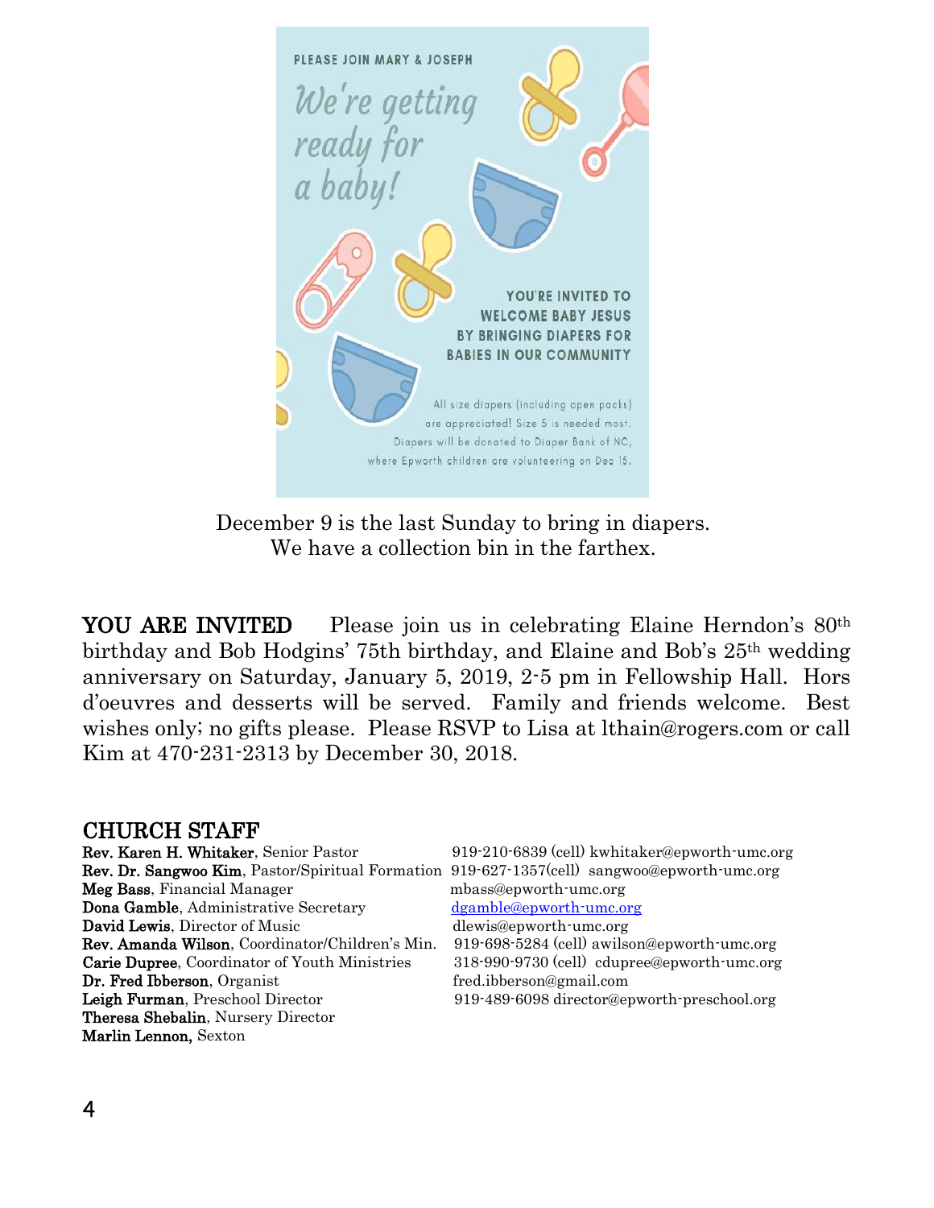PLEASE JOIN MARY & JOSEPH

*We're getting ready for a baby!*

YOU'RE INVITED TO WELCOME BABY JESUS BY BRINGING DIAPERS FOR BABIES IN OUR COMMUNITY

All size diapers (including open packs) are appreciated! Size 5 is needed most. Diapers will be donated to Diaper Bank of NC, where Epworth children are volunteering on Dec 15.

December 9 is the last Sunday to bring in diapers.
We have a collection bin in the farthex.

**YOU ARE INVITED** Please join us in celebrating Elaine Herndon's 80th birthday and Bob Hodgins' 75th birthday, and Elaine and Bob's 25th wedding anniversary on Saturday, January 5, 2019, 2-5 pm in Fellowship Hall. Hors d'oeuvres and desserts will be served. Family and friends welcome. Best wishes only; no gifts please. Please RSVP to Lisa at lthain@rogers.com or call Kim at 470-231-2313 by December 30, 2018.

## CHURCH STAFF

| | |
|---|---|
| **Rev. Karen H. Whitaker**, Senior Pastor | 919-210-6839 (cell) kwhitaker@epworth-umc.org |
| **Rev. Dr. Sangwoo Kim**, Pastor/Spiritual Formation | 919-627-1357(cell) sangwoo@epworth-umc.org |
| **Meg Bass**, Financial Manager | mbass@epworth-umc.org |
| **Dona Gamble**, Administrative Secretary | dgamble@epworth-umc.org |
| **David Lewis**, Director of Music | dlewis@epworth-umc.org |
| **Rev. Amanda Wilson**, Coordinator/Children's Min. | 919-698-5284 (cell) awilson@epworth-umc.org |
| **Carie Dupree**, Coordinator of Youth Ministries | 318-990-9730 (cell) cdupree@epworth-umc.org |
| **Dr. Fred Ibberson**, Organist | fred.ibberson@gmail.com |
| **Leigh Furman**, Preschool Director | 919-489-6098 director@epworth-preschool.org |
| **Theresa Shebalin**, Nursery Director | |
| **Marlin Lennon,** Sexton | |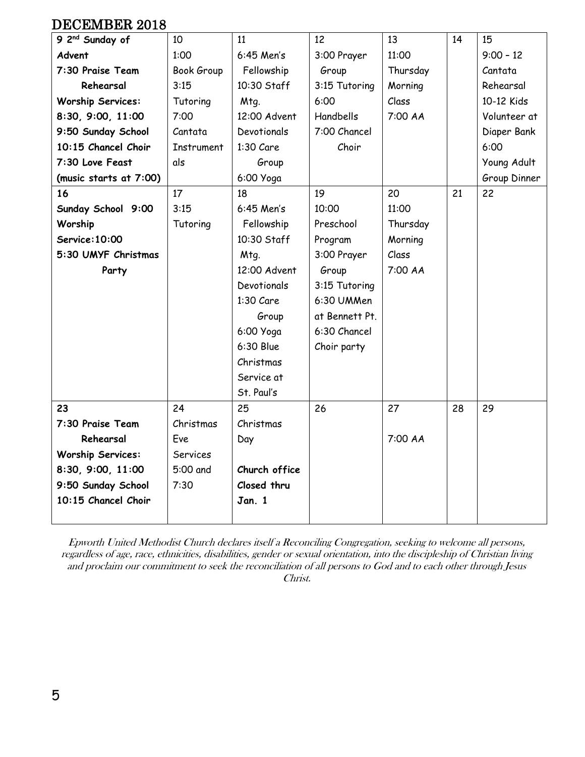# DECEMBER 2018

| | | | | | | |
|---|---|---|---|---|---|---|
| 9 2nd Sunday of Advent<br>7:30 Praise Team Rehearsal<br>Worship Services:<br>8:30, 9:00, 11:00<br>9:50 Sunday School<br>10:15 Chancel Choir<br>7:30 Love Feast<br>(music starts at 7:00) | 10<br>1:00 Book Group<br>3:15 Tutoring<br>7:00 Cantata Instrumentals | 11<br>6:45 Men's Fellowship<br>10:30 Staff Mtg.<br>12:00 Advent Devotionals<br>1:30 Care Group<br>6:00 Yoga | 12<br>3:00 Prayer Group<br>3:15 Tutoring<br>6:00 Handbells<br>7:00 Chancel Choir | 13<br>11:00 Thursday Morning Class<br>7:00 AA | 14 | 15<br>9:00 – 12 Cantata Rehearsal<br>10-12 Kids Volunteer at Diaper Bank<br>6:00 Young Adult Group Dinner |
| 16<br>Sunday School 9:00<br>Worship Service:10:00<br>5:30 UMYF Christmas Party | 17<br>3:15 Tutoring | 18<br>6:45 Men's Fellowship<br>10:30 Staff Mtg.<br>12:00 Advent Devotionals<br>1:30 Care Group<br>6:00 Yoga<br>6:30 Blue Christmas Service at St. Paul's | 19<br>10:00 Preschool Program<br>3:00 Prayer Group<br>3:15 Tutoring<br>6:30 UMMen at Bennett Pt.<br>6:30 Chancel Choir party | 20<br>11:00 Thursday Morning Class<br>7:00 AA | 21 | 22 |
| 23<br>7:30 Praise Team Rehearsal<br>Worship Services:<br>8:30, 9:00, 11:00<br>9:50 Sunday School<br>10:15 Chancel Choir | 24<br>Christmas Eve Services<br>5:00 and 7:30 | 25<br>Christmas Day<br>**Church office Closed thru Jan. 1** | 26 | 27<br>7:00 AA | 28 | 29 |

*Epworth United Methodist Church declares itself a Reconciling Congregation, seeking to welcome all persons, regardless of age, race, ethnicities, disabilities, gender or sexual orientation, into the discipleship of Christian living and proclaim our commitment to seek the reconciliation of all persons to God and to each other through Jesus Christ.*